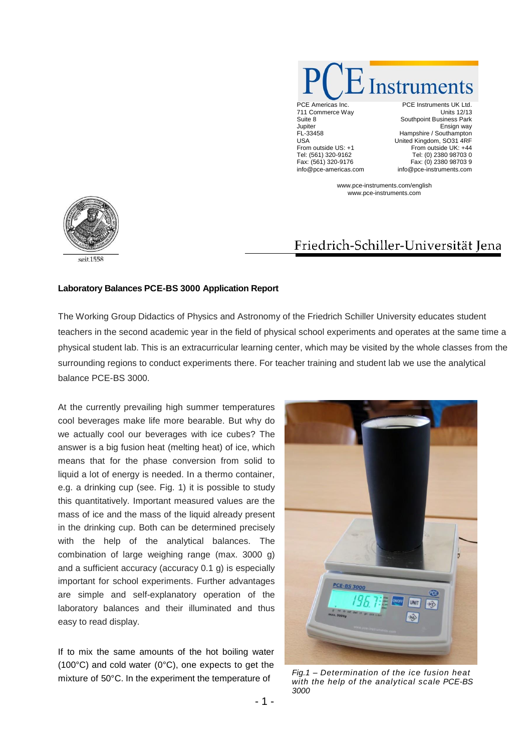PCE Instruments

PCE Americas Inc.
711 Commerce Way
Suite 8
Jupiter
FL-33458
USA
From outside US: +1
Tel: (561) 320-9162
Fax: (561) 320-9176
info@pce-americas.com

PCE Instruments UK Ltd.
Units 12/13
Southpoint Business Park
Ensign way
Hampshire / Southampton
United Kingdom, SO31 4RF
From outside UK: +44
Tel: (0) 2380 98703 0
Fax: (0) 2380 98703 9
info@pce-instruments.com

www.pce-instruments.com/english
www.pce-instruments.com

seit 1558

Friedrich-Schiller-Universität Jena

**Laboratory Balances PCE-BS 3000 Application Report**

The Working Group Didactics of Physics and Astronomy of the Friedrich Schiller University educates student teachers in the second academic year in the field of physical school experiments and operates at the same time a physical student lab. This is an extracurricular learning center, which may be visited by the whole classes from the surrounding regions to conduct experiments there. For teacher training and student lab we use the analytical balance PCE-BS 3000.

At the currently prevailing high summer temperatures cool beverages make life more bearable. But why do we actually cool our beverages with ice cubes? The answer is a big fusion heat (melting heat) of ice, which means that for the phase conversion from solid to liquid a lot of energy is needed. In a thermo container, e.g. a drinking cup (see. Fig. 1) it is possible to study this quantitatively. Important measured values are the mass of ice and the mass of the liquid already present in the drinking cup. Both can be determined precisely with the help of the analytical balances. The combination of large weighing range (max. 3000 g) and a sufficient accuracy (accuracy 0.1 g) is especially important for school experiments. Further advantages are simple and self-explanatory operation of the laboratory balances and their illuminated and thus easy to read display.

*Fig.1 – Determination of the ice fusion heat with the help of the analytical scale PCE-BS 3000*

If to mix the same amounts of the hot boiling water (100°C) and cold water (0°C), one expects to get the mixture of 50°C. In the experiment the temperature of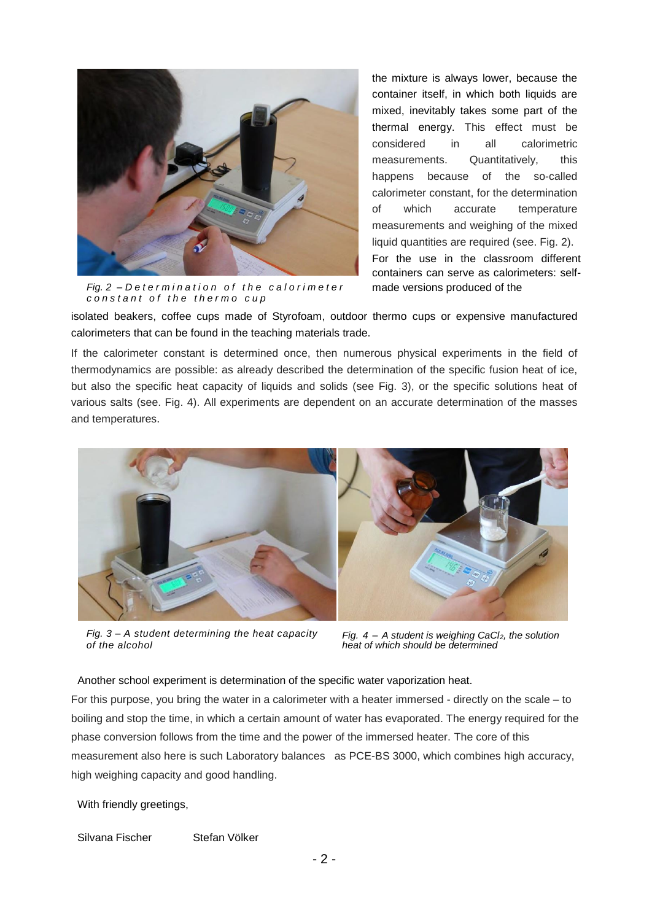the mixture is always lower, because the container itself, in which both liquids are mixed, inevitably takes some part of the thermal energy. This effect must be considered in all calorimetric measurements. Quantitatively, this happens because of the so-called calorimeter constant, for the determination of which accurate temperature measurements and weighing of the mixed liquid quantities are required (see. Fig. 2). For the use in the classroom different containers can serve as calorimeters: self-made versions produced of the isolated beakers, coffee cups made of Styrofoam, outdoor thermo cups or expensive manufactured calorimeters that can be found in the teaching materials trade.

*Fig. 2 – Determination of the calorimeter constant of the thermo cup*

If the calorimeter constant is determined once, then numerous physical experiments in the field of thermodynamics are possible: as already described the determination of the specific fusion heat of ice, but also the specific heat capacity of liquids and solids (see Fig. 3), or the specific solutions heat of various salts (see. Fig. 4). All experiments are dependent on an accurate determination of the masses and temperatures.

*Fig. 3 – A student determining the heat capacity of the alcohol*

*Fig. 4 – A student is weighing $CaCl_2$, the solution heat of which should be determined*

Another school experiment is determination of the specific water vaporization heat. For this purpose, you bring the water in a calorimeter with a heater immersed - directly on the scale – to boiling and stop the time, in which a certain amount of water has evaporated. The energy required for the phase conversion follows from the time and the power of the immersed heater. The core of this measurement also here is such Laboratory balances as PCE-BS 3000, which combines high accuracy, high weighing capacity and good handling.

With friendly greetings,

Silvana Fischer Stefan Völker